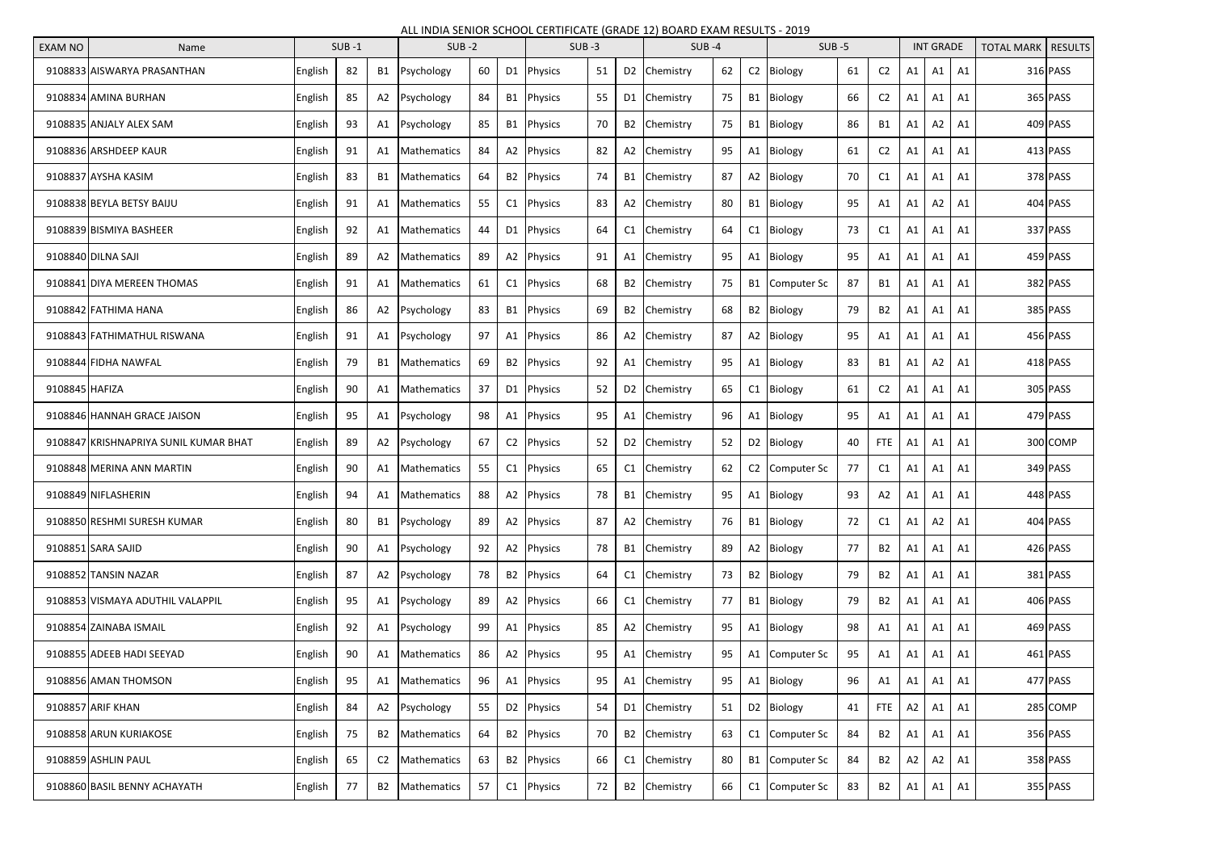ALL INDIA SENIOR SCHOOL CERTIFICATE (GRADE 12) BOARD EXAM RESULTS - 2019

| EXAM NO | Name | SUB -1 | | | SUB -2 | | | SUB -3 | | | SUB -4 | | | SUB -5 | | | INT GRADE | | | TOTAL MARK | RESULTS |
|---|---|---|---|---|---|---|---|---|---|---|---|---|---|---|---|---|---|---|---|---|---|
| 9108833 | AISWARYA PRASANTHAN | English | 82 | B1 | Psychology | 60 | D1 | Physics | 51 | D2 | Chemistry | 62 | C2 | Biology | 61 | C2 | A1 | A1 | A1 | 316 | PASS |
| 9108834 | AMINA BURHAN | English | 85 | A2 | Psychology | 84 | B1 | Physics | 55 | D1 | Chemistry | 75 | B1 | Biology | 66 | C2 | A1 | A1 | A1 | 365 | PASS |
| 9108835 | ANJALY ALEX SAM | English | 93 | A1 | Psychology | 85 | B1 | Physics | 70 | B2 | Chemistry | 75 | B1 | Biology | 86 | B1 | A1 | A2 | A1 | 409 | PASS |
| 9108836 | ARSHDEEP KAUR | English | 91 | A1 | Mathematics | 84 | A2 | Physics | 82 | A2 | Chemistry | 95 | A1 | Biology | 61 | C2 | A1 | A1 | A1 | 413 | PASS |
| 9108837 | AYSHA KASIM | English | 83 | B1 | Mathematics | 64 | B2 | Physics | 74 | B1 | Chemistry | 87 | A2 | Biology | 70 | C1 | A1 | A1 | A1 | 378 | PASS |
| 9108838 | BEYLA BETSY BAIJU | English | 91 | A1 | Mathematics | 55 | C1 | Physics | 83 | A2 | Chemistry | 80 | B1 | Biology | 95 | A1 | A1 | A2 | A1 | 404 | PASS |
| 9108839 | BISMIYA BASHEER | English | 92 | A1 | Mathematics | 44 | D1 | Physics | 64 | C1 | Chemistry | 64 | C1 | Biology | 73 | C1 | A1 | A1 | A1 | 337 | PASS |
| 9108840 | DILNA SAJI | English | 89 | A2 | Mathematics | 89 | A2 | Physics | 91 | A1 | Chemistry | 95 | A1 | Biology | 95 | A1 | A1 | A1 | A1 | 459 | PASS |
| 9108841 | DIYA MEREEN THOMAS | English | 91 | A1 | Mathematics | 61 | C1 | Physics | 68 | B2 | Chemistry | 75 | B1 | Computer Sc | 87 | B1 | A1 | A1 | A1 | 382 | PASS |
| 9108842 | FATHIMA HANA | English | 86 | A2 | Psychology | 83 | B1 | Physics | 69 | B2 | Chemistry | 68 | B2 | Biology | 79 | B2 | A1 | A1 | A1 | 385 | PASS |
| 9108843 | FATHIMATHUL RISWANA | English | 91 | A1 | Psychology | 97 | A1 | Physics | 86 | A2 | Chemistry | 87 | A2 | Biology | 95 | A1 | A1 | A1 | A1 | 456 | PASS |
| 9108844 | FIDHA NAWFAL | English | 79 | B1 | Mathematics | 69 | B2 | Physics | 92 | A1 | Chemistry | 95 | A1 | Biology | 83 | B1 | A1 | A2 | A1 | 418 | PASS |
| 9108845 | HAFIZA | English | 90 | A1 | Mathematics | 37 | D1 | Physics | 52 | D2 | Chemistry | 65 | C1 | Biology | 61 | C2 | A1 | A1 | A1 | 305 | PASS |
| 9108846 | HANNAH GRACE JAISON | English | 95 | A1 | Psychology | 98 | A1 | Physics | 95 | A1 | Chemistry | 96 | A1 | Biology | 95 | A1 | A1 | A1 | A1 | 479 | PASS |
| 9108847 | KRISHNAPRIYA SUNIL KUMAR BHAT | English | 89 | A2 | Psychology | 67 | C2 | Physics | 52 | D2 | Chemistry | 52 | D2 | Biology | 40 | FTE | A1 | A1 | A1 | 300 | COMP |
| 9108848 | MERINA ANN MARTIN | English | 90 | A1 | Mathematics | 55 | C1 | Physics | 65 | C1 | Chemistry | 62 | C2 | Computer Sc | 77 | C1 | A1 | A1 | A1 | 349 | PASS |
| 9108849 | NIFLASHERIN | English | 94 | A1 | Mathematics | 88 | A2 | Physics | 78 | B1 | Chemistry | 95 | A1 | Biology | 93 | A2 | A1 | A1 | A1 | 448 | PASS |
| 9108850 | RESHMI SURESH KUMAR | English | 80 | B1 | Psychology | 89 | A2 | Physics | 87 | A2 | Chemistry | 76 | B1 | Biology | 72 | C1 | A1 | A2 | A1 | 404 | PASS |
| 9108851 | SARA SAJID | English | 90 | A1 | Psychology | 92 | A2 | Physics | 78 | B1 | Chemistry | 89 | A2 | Biology | 77 | B2 | A1 | A1 | A1 | 426 | PASS |
| 9108852 | TANSIN NAZAR | English | 87 | A2 | Psychology | 78 | B2 | Physics | 64 | C1 | Chemistry | 73 | B2 | Biology | 79 | B2 | A1 | A1 | A1 | 381 | PASS |
| 9108853 | VISMAYA ADUTHIL VALAPPIL | English | 95 | A1 | Psychology | 89 | A2 | Physics | 66 | C1 | Chemistry | 77 | B1 | Biology | 79 | B2 | A1 | A1 | A1 | 406 | PASS |
| 9108854 | ZAINABA ISMAIL | English | 92 | A1 | Psychology | 99 | A1 | Physics | 85 | A2 | Chemistry | 95 | A1 | Biology | 98 | A1 | A1 | A1 | A1 | 469 | PASS |
| 9108855 | ADEEB HADI SEEYAD | English | 90 | A1 | Mathematics | 86 | A2 | Physics | 95 | A1 | Chemistry | 95 | A1 | Computer Sc | 95 | A1 | A1 | A1 | A1 | 461 | PASS |
| 9108856 | AMAN THOMSON | English | 95 | A1 | Mathematics | 96 | A1 | Physics | 95 | A1 | Chemistry | 95 | A1 | Biology | 96 | A1 | A1 | A1 | A1 | 477 | PASS |
| 9108857 | ARIF KHAN | English | 84 | A2 | Psychology | 55 | D2 | Physics | 54 | D1 | Chemistry | 51 | D2 | Biology | 41 | FTE | A2 | A1 | A1 | 285 | COMP |
| 9108858 | ARUN KURIAKOSE | English | 75 | B2 | Mathematics | 64 | B2 | Physics | 70 | B2 | Chemistry | 63 | C1 | Computer Sc | 84 | B2 | A1 | A1 | A1 | 356 | PASS |
| 9108859 | ASHLIN PAUL | English | 65 | C2 | Mathematics | 63 | B2 | Physics | 66 | C1 | Chemistry | 80 | B1 | Computer Sc | 84 | B2 | A2 | A2 | A1 | 358 | PASS |
| 9108860 | BASIL BENNY ACHAYATH | English | 77 | B2 | Mathematics | 57 | C1 | Physics | 72 | B2 | Chemistry | 66 | C1 | Computer Sc | 83 | B2 | A1 | A1 | A1 | 355 | PASS |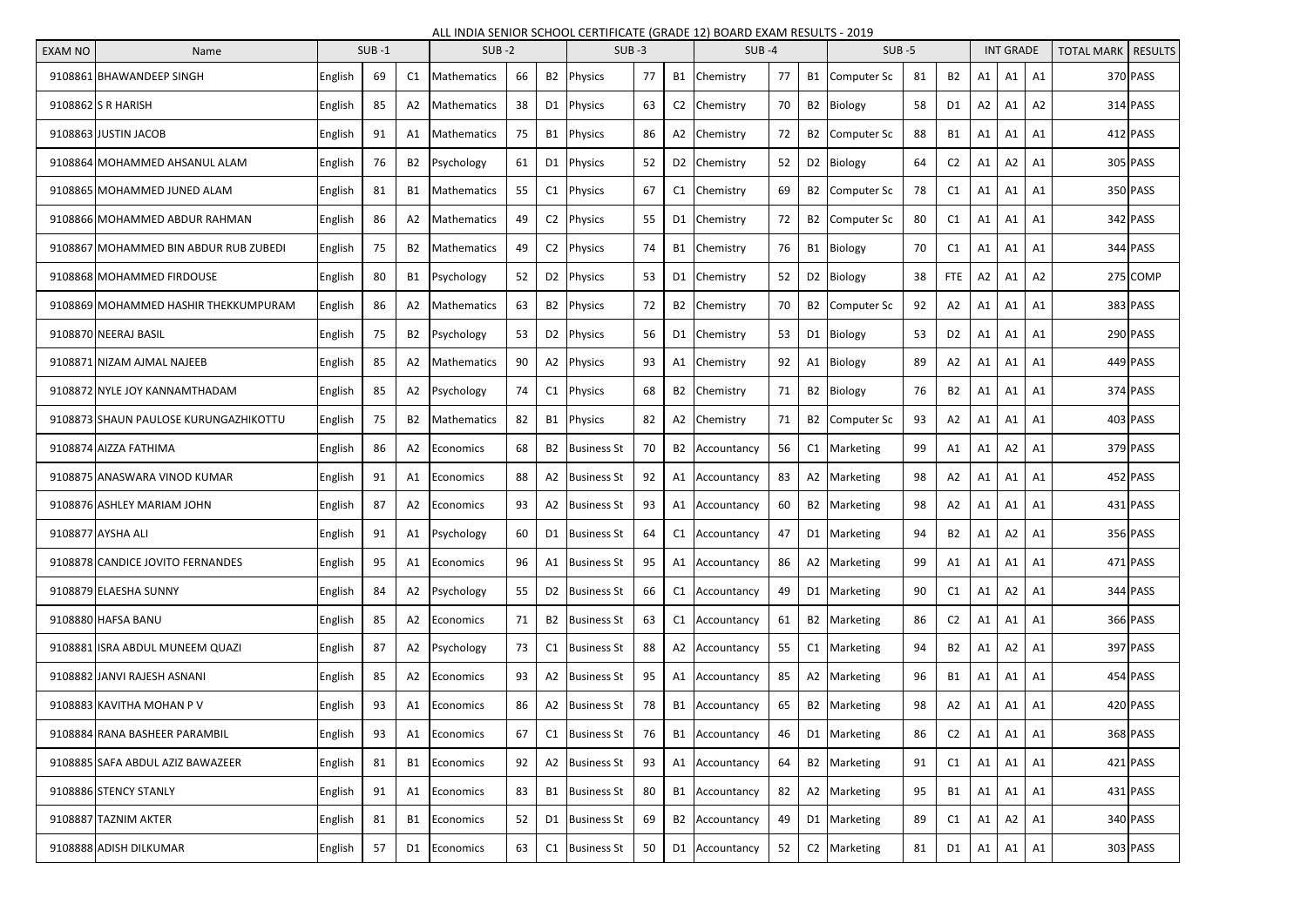ALL INDIA SENIOR SCHOOL CERTIFICATE (GRADE 12) BOARD EXAM RESULTS - 2019

| EXAM NO | Name | SUB -1 | | | SUB -2 | | | SUB -3 | | | SUB -4 | | | SUB -5 | | | INT GRADE | | | TOTAL MARK | RESULTS |
|---|---|---|---|---|---|---|---|---|---|---|---|---|---|---|---|---|---|---|---|---|---|
| 9108861 | BHAWANDEEP SINGH | English | 69 | C1 | Mathematics | 66 | B2 | Physics | 77 | B1 | Chemistry | 77 | B1 | Computer Sc | 81 | B2 | A1 | A1 | A1 | 370 | PASS |
| 9108862 | S R HARISH | English | 85 | A2 | Mathematics | 38 | D1 | Physics | 63 | C2 | Chemistry | 70 | B2 | Biology | 58 | D1 | A2 | A1 | A2 | 314 | PASS |
| 9108863 | JUSTIN JACOB | English | 91 | A1 | Mathematics | 75 | B1 | Physics | 86 | A2 | Chemistry | 72 | B2 | Computer Sc | 88 | B1 | A1 | A1 | A1 | 412 | PASS |
| 9108864 | MOHAMMED AHSANUL ALAM | English | 76 | B2 | Psychology | 61 | D1 | Physics | 52 | D2 | Chemistry | 52 | D2 | Biology | 64 | C2 | A1 | A2 | A1 | 305 | PASS |
| 9108865 | MOHAMMED JUNED ALAM | English | 81 | B1 | Mathematics | 55 | C1 | Physics | 67 | C1 | Chemistry | 69 | B2 | Computer Sc | 78 | C1 | A1 | A1 | A1 | 350 | PASS |
| 9108866 | MOHAMMED ABDUR RAHMAN | English | 86 | A2 | Mathematics | 49 | C2 | Physics | 55 | D1 | Chemistry | 72 | B2 | Computer Sc | 80 | C1 | A1 | A1 | A1 | 342 | PASS |
| 9108867 | MOHAMMED BIN ABDUR RUB ZUBEDI | English | 75 | B2 | Mathematics | 49 | C2 | Physics | 74 | B1 | Chemistry | 76 | B1 | Biology | 70 | C1 | A1 | A1 | A1 | 344 | PASS |
| 9108868 | MOHAMMED FIRDOUSE | English | 80 | B1 | Psychology | 52 | D2 | Physics | 53 | D1 | Chemistry | 52 | D2 | Biology | 38 | FTE | A2 | A1 | A2 | 275 | COMP |
| 9108869 | MOHAMMED HASHIR THEKKUMPURAM | English | 86 | A2 | Mathematics | 63 | B2 | Physics | 72 | B2 | Chemistry | 70 | B2 | Computer Sc | 92 | A2 | A1 | A1 | A1 | 383 | PASS |
| 9108870 | NEERAJ BASIL | English | 75 | B2 | Psychology | 53 | D2 | Physics | 56 | D1 | Chemistry | 53 | D1 | Biology | 53 | D2 | A1 | A1 | A1 | 290 | PASS |
| 9108871 | NIZAM AJMAL NAJEEB | English | 85 | A2 | Mathematics | 90 | A2 | Physics | 93 | A1 | Chemistry | 92 | A1 | Biology | 89 | A2 | A1 | A1 | A1 | 449 | PASS |
| 9108872 | NYLE JOY KANNAMTHADAM | English | 85 | A2 | Psychology | 74 | C1 | Physics | 68 | B2 | Chemistry | 71 | B2 | Biology | 76 | B2 | A1 | A1 | A1 | 374 | PASS |
| 9108873 | SHAUN PAULOSE KURUNGAZHIKOTTU | English | 75 | B2 | Mathematics | 82 | B1 | Physics | 82 | A2 | Chemistry | 71 | B2 | Computer Sc | 93 | A2 | A1 | A1 | A1 | 403 | PASS |
| 9108874 | AIZZA FATHIMA | English | 86 | A2 | Economics | 68 | B2 | Business St | 70 | B2 | Accountancy | 56 | C1 | Marketing | 99 | A1 | A1 | A2 | A1 | 379 | PASS |
| 9108875 | ANASWARA VINOD KUMAR | English | 91 | A1 | Economics | 88 | A2 | Business St | 92 | A1 | Accountancy | 83 | A2 | Marketing | 98 | A2 | A1 | A1 | A1 | 452 | PASS |
| 9108876 | ASHLEY MARIAM JOHN | English | 87 | A2 | Economics | 93 | A2 | Business St | 93 | A1 | Accountancy | 60 | B2 | Marketing | 98 | A2 | A1 | A1 | A1 | 431 | PASS |
| 9108877 | AYSHA ALI | English | 91 | A1 | Psychology | 60 | D1 | Business St | 64 | C1 | Accountancy | 47 | D1 | Marketing | 94 | B2 | A1 | A2 | A1 | 356 | PASS |
| 9108878 | CANDICE JOVITO FERNANDES | English | 95 | A1 | Economics | 96 | A1 | Business St | 95 | A1 | Accountancy | 86 | A2 | Marketing | 99 | A1 | A1 | A1 | A1 | 471 | PASS |
| 9108879 | ELAESHA SUNNY | English | 84 | A2 | Psychology | 55 | D2 | Business St | 66 | C1 | Accountancy | 49 | D1 | Marketing | 90 | C1 | A1 | A2 | A1 | 344 | PASS |
| 9108880 | HAFSA BANU | English | 85 | A2 | Economics | 71 | B2 | Business St | 63 | C1 | Accountancy | 61 | B2 | Marketing | 86 | C2 | A1 | A1 | A1 | 366 | PASS |
| 9108881 | ISRA ABDUL MUNEEM QUAZI | English | 87 | A2 | Psychology | 73 | C1 | Business St | 88 | A2 | Accountancy | 55 | C1 | Marketing | 94 | B2 | A1 | A2 | A1 | 397 | PASS |
| 9108882 | JANVI RAJESH ASNANI | English | 85 | A2 | Economics | 93 | A2 | Business St | 95 | A1 | Accountancy | 85 | A2 | Marketing | 96 | B1 | A1 | A1 | A1 | 454 | PASS |
| 9108883 | KAVITHA MOHAN P V | English | 93 | A1 | Economics | 86 | A2 | Business St | 78 | B1 | Accountancy | 65 | B2 | Marketing | 98 | A2 | A1 | A1 | A1 | 420 | PASS |
| 9108884 | RANA BASHEER PARAMBIL | English | 93 | A1 | Economics | 67 | C1 | Business St | 76 | B1 | Accountancy | 46 | D1 | Marketing | 86 | C2 | A1 | A1 | A1 | 368 | PASS |
| 9108885 | SAFA ABDUL AZIZ BAWAZEER | English | 81 | B1 | Economics | 92 | A2 | Business St | 93 | A1 | Accountancy | 64 | B2 | Marketing | 91 | C1 | A1 | A1 | A1 | 421 | PASS |
| 9108886 | STENCY STANLY | English | 91 | A1 | Economics | 83 | B1 | Business St | 80 | B1 | Accountancy | 82 | A2 | Marketing | 95 | B1 | A1 | A1 | A1 | 431 | PASS |
| 9108887 | TAZNIM AKTER | English | 81 | B1 | Economics | 52 | D1 | Business St | 69 | B2 | Accountancy | 49 | D1 | Marketing | 89 | C1 | A1 | A2 | A1 | 340 | PASS |
| 9108888 | ADISH DILKUMAR | English | 57 | D1 | Economics | 63 | C1 | Business St | 50 | D1 | Accountancy | 52 | C2 | Marketing | 81 | D1 | A1 | A1 | A1 | 303 | PASS |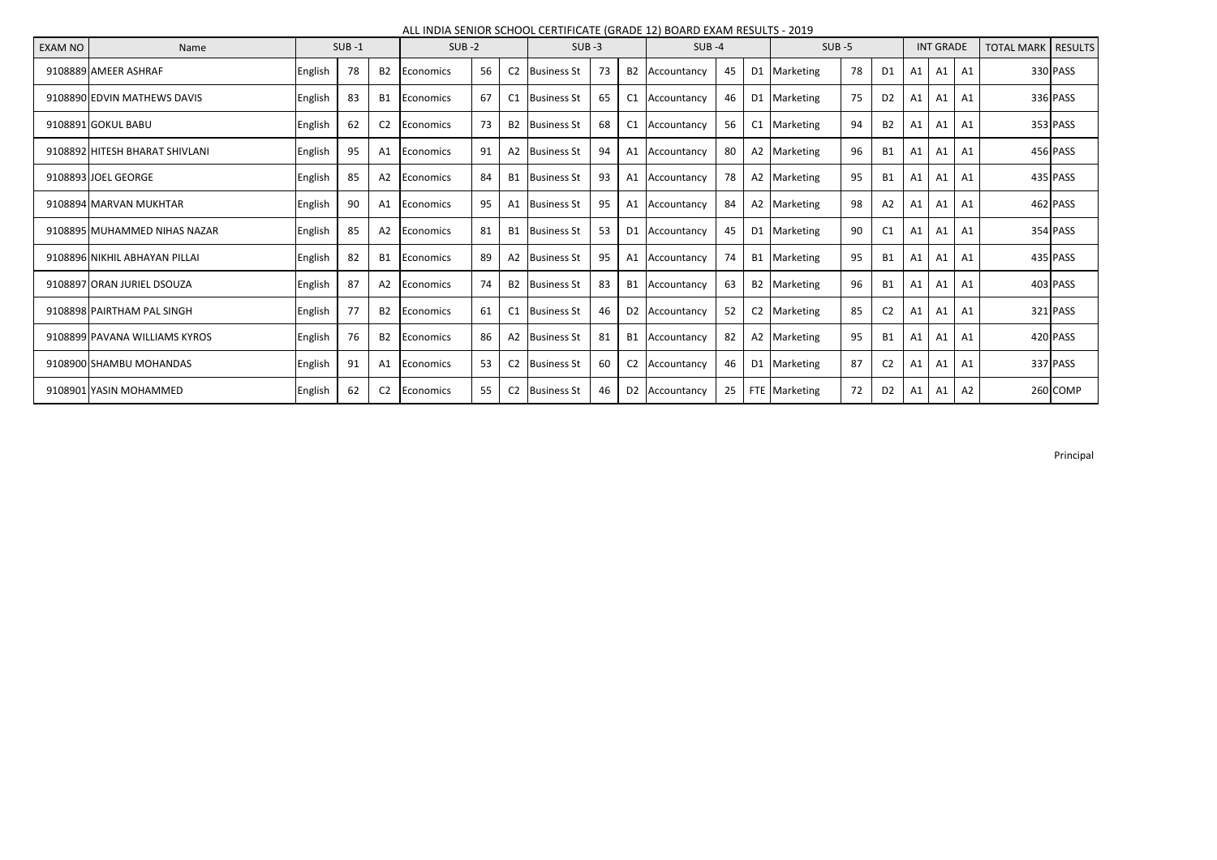ALL INDIA SENIOR SCHOOL CERTIFICATE (GRADE 12) BOARD EXAM RESULTS - 2019

| EXAM NO | Name | SUB -1 | | | SUB -2 | | | SUB -3 | | | SUB -4 | | | SUB -5 | | | INT GRADE | | | TOTAL MARK | RESULTS |
|---|---|---|---|---|---|---|---|---|---|---|---|---|---|---|---|---|---|---|---|---|---|
| 9108889 | AMEER ASHRAF | English | 78 | B2 | Economics | 56 | C2 | Business St | 73 | B2 | Accountancy | 45 | D1 | Marketing | 78 | D1 | A1 | A1 | A1 | 330 | PASS |
| 9108890 | EDVIN MATHEWS DAVIS | English | 83 | B1 | Economics | 67 | C1 | Business St | 65 | C1 | Accountancy | 46 | D1 | Marketing | 75 | D2 | A1 | A1 | A1 | 336 | PASS |
| 9108891 | GOKUL BABU | English | 62 | C2 | Economics | 73 | B2 | Business St | 68 | C1 | Accountancy | 56 | C1 | Marketing | 94 | B2 | A1 | A1 | A1 | 353 | PASS |
| 9108892 | HITESH BHARAT SHIVLANI | English | 95 | A1 | Economics | 91 | A2 | Business St | 94 | A1 | Accountancy | 80 | A2 | Marketing | 96 | B1 | A1 | A1 | A1 | 456 | PASS |
| 9108893 | JOEL GEORGE | English | 85 | A2 | Economics | 84 | B1 | Business St | 93 | A1 | Accountancy | 78 | A2 | Marketing | 95 | B1 | A1 | A1 | A1 | 435 | PASS |
| 9108894 | MARVAN MUKHTAR | English | 90 | A1 | Economics | 95 | A1 | Business St | 95 | A1 | Accountancy | 84 | A2 | Marketing | 98 | A2 | A1 | A1 | A1 | 462 | PASS |
| 9108895 | MUHAMMED NIHAS NAZAR | English | 85 | A2 | Economics | 81 | B1 | Business St | 53 | D1 | Accountancy | 45 | D1 | Marketing | 90 | C1 | A1 | A1 | A1 | 354 | PASS |
| 9108896 | NIKHIL ABHAYAN PILLAI | English | 82 | B1 | Economics | 89 | A2 | Business St | 95 | A1 | Accountancy | 74 | B1 | Marketing | 95 | B1 | A1 | A1 | A1 | 435 | PASS |
| 9108897 | ORAN JURIEL DSOUZA | English | 87 | A2 | Economics | 74 | B2 | Business St | 83 | B1 | Accountancy | 63 | B2 | Marketing | 96 | B1 | A1 | A1 | A1 | 403 | PASS |
| 9108898 | PAIRTHAM PAL SINGH | English | 77 | B2 | Economics | 61 | C1 | Business St | 46 | D2 | Accountancy | 52 | C2 | Marketing | 85 | C2 | A1 | A1 | A1 | 321 | PASS |
| 9108899 | PAVANA WILLIAMS KYROS | English | 76 | B2 | Economics | 86 | A2 | Business St | 81 | B1 | Accountancy | 82 | A2 | Marketing | 95 | B1 | A1 | A1 | A1 | 420 | PASS |
| 9108900 | SHAMBU MOHANDAS | English | 91 | A1 | Economics | 53 | C2 | Business St | 60 | C2 | Accountancy | 46 | D1 | Marketing | 87 | C2 | A1 | A1 | A1 | 337 | PASS |
| 9108901 | YASIN MOHAMMED | English | 62 | C2 | Economics | 55 | C2 | Business St | 46 | D2 | Accountancy | 25 | FTE | Marketing | 72 | D2 | A1 | A1 | A2 | 260 | COMP |

Principal